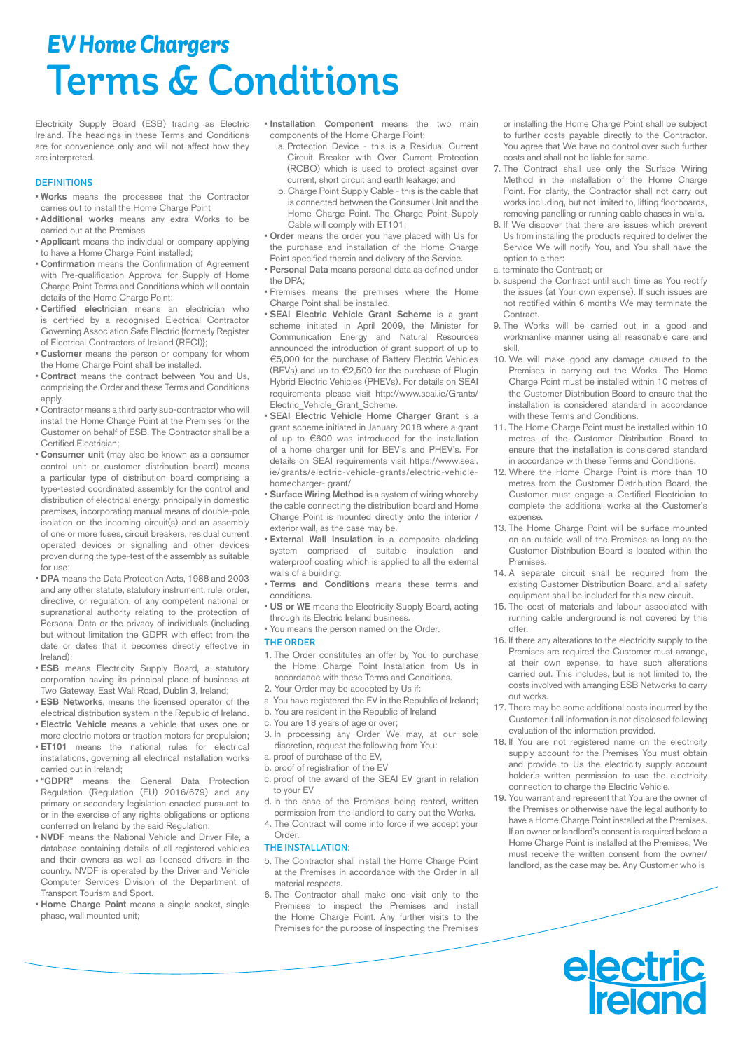# EV Home Chargers

# Terms & Conditions

Electricity Supply Board (ESB) trading as Electric Ireland. The headings in these Terms and Conditions are for convenience only and will not affect how they are interpreted.

## DEFINITIONS

- **Works** means the processes that the Contractor carries out to install the Home Charge Point
- **Additional works** means any extra Works to be carried out at the Premises
- **Applicant** means the individual or company applying to have a Home Charge Point installed;
- **Confirmation** means the Confirmation of Agreement with Pre-qualification Approval for Supply of Home Charge Point Terms and Conditions which will contain details of the Home Charge Point;
- **Certified electrician** means an electrician who is certified by a recognised Electrical Contractor Governing Association Safe Electric {formerly Register of Electrical Contractors of Ireland (RECI)};
- **Customer** means the person or company for whom the Home Charge Point shall be installed.
- **Contract** means the contract between You and Us, comprising the Order and these Terms and Conditions apply.
- Contractor means a third party sub-contractor who will install the Home Charge Point at the Premises for the Customer on behalf of ESB. The Contractor shall be a Certified Electrician;
- **Consumer unit** (may also be known as a consumer control unit or customer distribution board) means a particular type of distribution board comprising a type-tested coordinated assembly for the control and distribution of electrical energy, principally in domestic premises, incorporating manual means of double-pole isolation on the incoming circuit(s) and an assembly of one or more fuses, circuit breakers, residual current operated devices or signalling and other devices proven during the type-test of the assembly as suitable for use;
- **DPA** means the Data Protection Acts, 1988 and 2003 and any other statute, statutory instrument, rule, order, directive, or regulation, of any competent national or supranational authority relating to the protection of Personal Data or the privacy of individuals (including but without limitation the GDPR with effect from the date or dates that it becomes directly effective in Ireland);
- **ESB** means Electricity Supply Board, a statutory corporation having its principal place of business at Two Gateway, East Wall Road, Dublin 3, Ireland;
- **ESB Networks**, means the licensed operator of the electrical distribution system in the Republic of Ireland.
- **Electric Vehicle** means a vehicle that uses one or more electric motors or traction motors for propulsion;
- **ET101** means the national rules for electrical installations, governing all electrical installation works carried out in Ireland;
- **"GDPR"** means the General Data Protection Regulation (Regulation (EU) 2016/679) and any primary or secondary legislation enacted pursuant to or in the exercise of any rights obligations or options conferred on Ireland by the said Regulation;
- **NVDF** means the National Vehicle and Driver File, a database containing details of all registered vehicles and their owners as well as licensed drivers in the country. NVDF is operated by the Driver and Vehicle Computer Services Division of the Department of Transport Tourism and Sport.
- **Home Charge Point** means a single socket, single phase, wall mounted unit;
- **Installation Component** means the two main components of the Home Charge Point:
  - a. Protection Device - this is a Residual Current Circuit Breaker with Over Current Protection (RCBO) which is used to protect against over current, short circuit and earth leakage; and
  - b. Charge Point Supply Cable - this is the cable that is connected between the Consumer Unit and the Home Charge Point. The Charge Point Supply Cable will comply with ET101;
- **Order** means the order you have placed with Us for the purchase and installation of the Home Charge Point specified therein and delivery of the Service.
- **Personal Data** means personal data as defined under the DPA;
- Premises means the premises where the Home Charge Point shall be installed.
- **SEAI Electric Vehicle Grant Scheme** is a grant scheme initiated in April 2009, the Minister for Communication Energy and Natural Resources announced the introduction of grant support of up to €5,000 for the purchase of Battery Electric Vehicles (BEVs) and up to €2,500 for the purchase of Plugin Hybrid Electric Vehicles (PHEVs). For details on SEAI requirements please visit http://www.seai.ie/Grants/Electric_Vehicle_Grant_Scheme.
- **SEAI Electric Vehicle Home Charger Grant** is a grant scheme initiated in January 2018 where a grant of up to €600 was introduced for the purchase and installation of a home charger unit for BEV's and PHEV's. For details on SEAI requirements visit https://www.seai.ie/grants/electric-vehicle-grants/electric-vehicle-homecharger- grant/
- **Surface Wiring Method** is a system of wiring whereby the cable connecting the distribution board and Home Charge Point is mounted directly onto the interior / exterior wall, as the case may be.
- **External Wall Insulation** is a composite cladding system comprised of suitable insulation and waterproof coating which is applied to all the external walls of a building.
- **Terms and Conditions** means these terms and conditions.
- **US or WE** means the Electricity Supply Board, acting through its Electric Ireland business.
- You means the person named on the Order.

## THE ORDER

1. The Order constitutes an offer by You to purchase the Home Charge Point Installation from Us in accordance with these Terms and Conditions.
2. Your Order may be accepted by Us if:
   a. You have registered the EV in the Republic of Ireland;
   b. You are resident in the Republic of Ireland
   c. You are 18 years of age or over;
3. In processing any Order We may, at our sole discretion, request the following from You:
   a. proof of purchase of the EV,
   b. proof of registration of the EV
   c. proof of the award of the SEAI EV grant in relation to your EV
   d. in the case of the Premises being rented, written permission from the landlord to carry out the Works.
4. The Contract will come into force if we accept your Order.

## THE INSTALLATION:

5. The Contractor shall install the Home Charge Point at the Premises in accordance with the Order in all material respects.
6. The Contractor shall make one visit only to the Premises to inspect the Premises and install the Home Charge Point. Any further visits to the Premises for the purpose of inspecting the Premises or installing the Home Charge Point shall be subject to further costs payable directly to the Contractor. You agree that We have no control over such further costs and shall not be liable for same.
7. The Contract shall use only the Surface Wiring Method in the installation of the Home Charge Point. For clarity, the Contractor shall not carry out works including, but not limited to, lifting floorboards, removing panelling or running cable chases in walls.
8. If We discover that there are issues which prevent Us from installing the products required to deliver the Service We will notify You, and You shall have the option to either:
   a. terminate the Contract; or
   b. suspend the Contract until such time as You rectify the issues (at Your own expense). If such issues are not rectified within 6 months We may terminate the Contract.
9. The Works will be carried out in a good and workmanlike manner using all reasonable care and skill.
10. We will make good any damage caused to the Premises in carrying out the Works. The Home Charge Point must be installed within 10 metres of the Customer Distribution Board to ensure that the installation is considered standard in accordance with these Terms and Conditions.
11. The Home Charge Point must be installed within 10 metres of the Customer Distribution Board to ensure that the installation is considered standard in accordance with these Terms and Conditions.
12. Where the Home Charge Point is more than 10 metres from the Customer Distribution Board, the Customer must engage a Certified Electrician to complete the additional works at the Customer's expense.
13. The Home Charge Point will be surface mounted on an outside wall of the Premises as long as the Customer Distribution Board is located within the Premises.
14. A separate circuit shall be required from the existing Customer Distribution Board, and all safety equipment shall be included for this new circuit.
15. The cost of materials and labour associated with running cable underground is not covered by this offer.
16. If there any alterations to the electricity supply to the Premises are required the Customer must arrange, at their own expense, to have such alterations carried out. This includes, but is not limited to, the costs involved with arranging ESB Networks to carry out works.
17. There may be some additional costs incurred by the Customer if all information is not disclosed following evaluation of the information provided.
18. If You are not registered name on the electricity supply account for the Premises You must obtain and provide to Us the electricity supply account holder's written permission to use the electricity connection to charge the Electric Vehicle.
19. You warrant and represent that You are the owner of the Premises or otherwise have the legal authority to have a Home Charge Point installed at the Premises. If an owner or landlord's consent is required before a Home Charge Point is installed at the Premises, We must receive the written consent from the owner/ landlord, as the case may be. Any Customer who is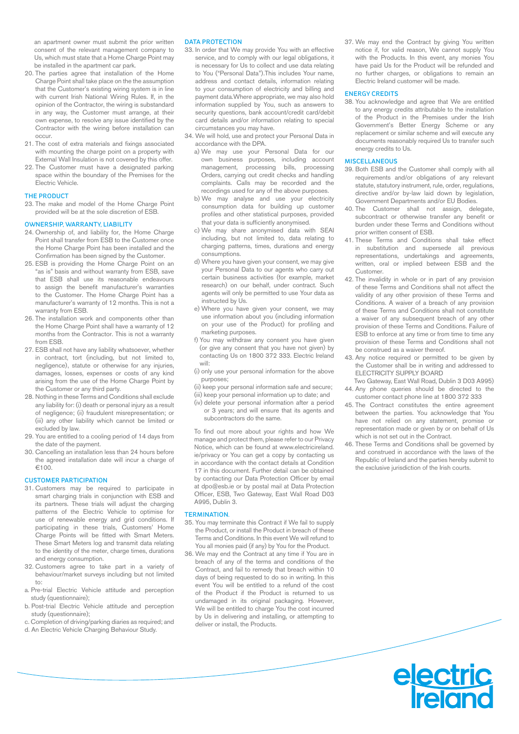an apartment owner must submit the prior written consent of the relevant management company to Us, which must state that a Home Charge Point may be installed in the apartment car park.

20. The parties agree that installation of the Home Charge Point shall take place on the the assumption that the Customer's existing wiring system is in line with current Irish National Wiring Rules. If, in the opinion of the Contractor, the wiring is substandard in any way, the Customer must arrange, at their own expense, to resolve any issue identified by the Contractor with the wiring before installation can occur.
21. The cost of extra materials and fixings associated with mounting the charge point on a property with External Wall Insulation is not covered by this offer.
22. The Customer must have a designated parking space within the boundary of the Premises for the Electric Vehicle.

## THE PRODUCT

23. The make and model of the Home Charge Point provided will be at the sole discretion of ESB.

## OWNERSHIP, WARRANTY, LIABILITY

24. Ownership of, and liability for, the Home Charge Point shall transfer from ESB to the Customer once the Home Charge Point has been installed and the Confirmation has been signed by the Customer.
25. ESB is providing the Home Charge Point on an "as is" basis and without warranty from ESB, save that ESB shall use its reasonable endeavours to assign the benefit manufacturer's warranties to the Customer. The Home Charge Point has a manufacturer's warranty of 12 months. This is not a warranty from ESB.
26. The installation work and components other than the Home Charge Point shall have a warranty of 12 months from the Contractor. This is not a warranty from ESB.
27. ESB shall not have any liability whatsoever, whether in contract, tort (including, but not limited to, negligence), statute or otherwise for any injuries, damages, losses, expenses or costs of any kind arising from the use of the Home Charge Point by the Customer or any third party.
28. Nothing in these Terms and Conditions shall exclude any liability for: (i) death or personal injury as a result of negligence; (ii) fraudulent misrepresentation; or (iii) any other liability which cannot be limited or excluded by law.
29. You are entitled to a cooling period of 14 days from the date of the payment.
30. Cancelling an installation less than 24 hours before the agreed installation date will incur a charge of €100.

## CUSTOMER PARTICIPATION

31. Customers may be required to participate in smart charging trials in conjunction with ESB and its partners. These trials will adjust the charging patterns of the Electric Vehicle to optimise for use of renewable energy and grid conditions. If participating in these trials, Customers' Home Charge Points will be fitted with Smart Meters. These Smart Meters log and transmit data relating to the identity of the meter, charge times, durations and energy consumption.
32. Customers agree to take part in a variety of behaviour/market surveys including but not limited to:
    a. Pre-trial Electric Vehicle attitude and perception study (questionnaire);
    b. Post-trial Electric Vehicle attitude and perception study (questionnaire);
    c. Completion of driving/parking diaries as required; and
    d. An Electric Vehicle Charging Behaviour Study.

## DATA PROTECTION

33. In order that We may provide You with an effective service, and to comply with our legal obligations, it is necessary for Us to collect and use data relating to You ("Personal Data").This includes Your name, address and contact details, information relating to your consumption of electricity and billing and payment data.Where appropriate, we may also hold information supplied by You, such as answers to security questions, bank account/credit card/debit card details and/or information relating to special circumstances you may have.
34. We will hold, use and protect your Personal Data in accordance with the DPA.
    a) We may use your Personal Data for our own business purposes, including account management, processing bills, processing Orders, carrying out credit checks and handling complaints. Calls may be recorded and the recordings used for any of the above purposes.
    b) We may analyse and use your electricity consumption data for building up customer profiles and other statistical purposes, provided that your data is sufficiently anonymised.
    c) We may share anonymised data with SEAI including, but not limited to, data relating to charging patterns, times, durations and energy consumptions.
    d) Where you have given your consent, we may give your Personal Data to our agents who carry out certain business activities (for example, market research) on our behalf, under contract. Such agents will only be permitted to use Your data as instructed by Us.
    e) Where you have given your consent, we may use information about you (including information on your use of the Product) for profiling and marketing purposes.
    f) You may withdraw any consent you have given (or give any consent that you have not given) by contacting Us on 1800 372 333. Electric Ireland will:
    (i) only use your personal information for the above purposes;
    (ii) keep your personal information safe and secure;
    (iii) keep your personal information up to date; and
    (iv) delete your personal information after a period or 3 years; and will ensure that its agents and subcontractors do the same.

To find out more about your rights and how We manage and protect them, please refer to our Privacy Notice, which can be found at www.electricireland.ie/privacy or You can get a copy by contacting us in accordance with the contact details at Condition 17 in this document. Further detail can be obtained by contacting our Data Protection Officer by email at dpo@esb.ie or by postal mail at Data Protection Officer, ESB, Two Gateway, East Wall Road D03 A995, Dublin 3.

## TERMINATION.

35. You may terminate this Contract if We fail to supply the Product, or install the Product in breach of these Terms and Conditions. In this event We will refund to You all monies paid (if any) by You for the Product.
36. We may end the Contract at any time if You are in breach of any of the terms and conditions of the Contract, and fail to remedy that breach within 10 days of being requested to do so in writing. In this event You will be entitled to a refund of the cost of the Product if the Product is returned to us undamaged in its original packaging. However, We will be entitled to charge You the cost incurred by Us in delivering and installing, or attempting to deliver or install, the Products.
37. We may end the Contract by giving You written notice if, for valid reason, We cannot supply You with the Products. In this event, any monies You have paid Us for the Product will be refunded and no further charges, or obligations to remain an Electric Ireland customer will be made.

## ENERGY CREDITS

38. You acknowledge and agree that We are entitled to any energy credits attributable to the installation of the Product in the Premises under the Irish Government's Better Energy Scheme or any replacement or similar scheme and will execute any documents reasonably required Us to transfer such energy credits to Us.

## MISCELLANEOUS

39. Both ESB and the Customer shall comply with all requirements and/or obligations of any relevant statute, statutory instrument, rule, order, regulations, directive and/or by-law laid down by legislation, Government Departments and/or EU Bodies.
40. The Customer shall not assign, delegate, subcontract or otherwise transfer any benefit or burden under these Terms and Conditions without prior written consent of ESB.
41. These Terms and Conditions shall take effect in substitution and supersede all previous representations, undertakings and agreements, written, oral or implied between ESB and the Customer.
42. The invalidity in whole or in part of any provision of these Terms and Conditions shall not affect the validity of any other provision of these Terms and Conditions. A waiver of a breach of any provision of these Terms and Conditions shall not constitute a waiver of any subsequent breach of any other provision of these Terms and Conditions. Failure of ESB to enforce at any time or from time to time any provision of these Terms and Conditions shall not be construed as a waiver thereof.
43. Any notice required or permitted to be given by the Customer shall be in writing and addressed to ELECTRICITY SUPPLY BOARD
    Two Gateway, East Wall Road, Dublin 3 D03 A995)
44. Any phone queries should be directed to the customer contact phone line at 1800 372 333
45. The Contract constitutes the entire agreement between the parties. You acknowledge that You have not relied on any statement, promise or representation made or given by or on behalf of Us which is not set out in the Contract.
46. These Terms and Conditions shall be governed by and construed in accordance with the laws of the Republic of Ireland and the parties hereby submit to the exclusive jurisdiction of the Irish courts.

electric Ireland